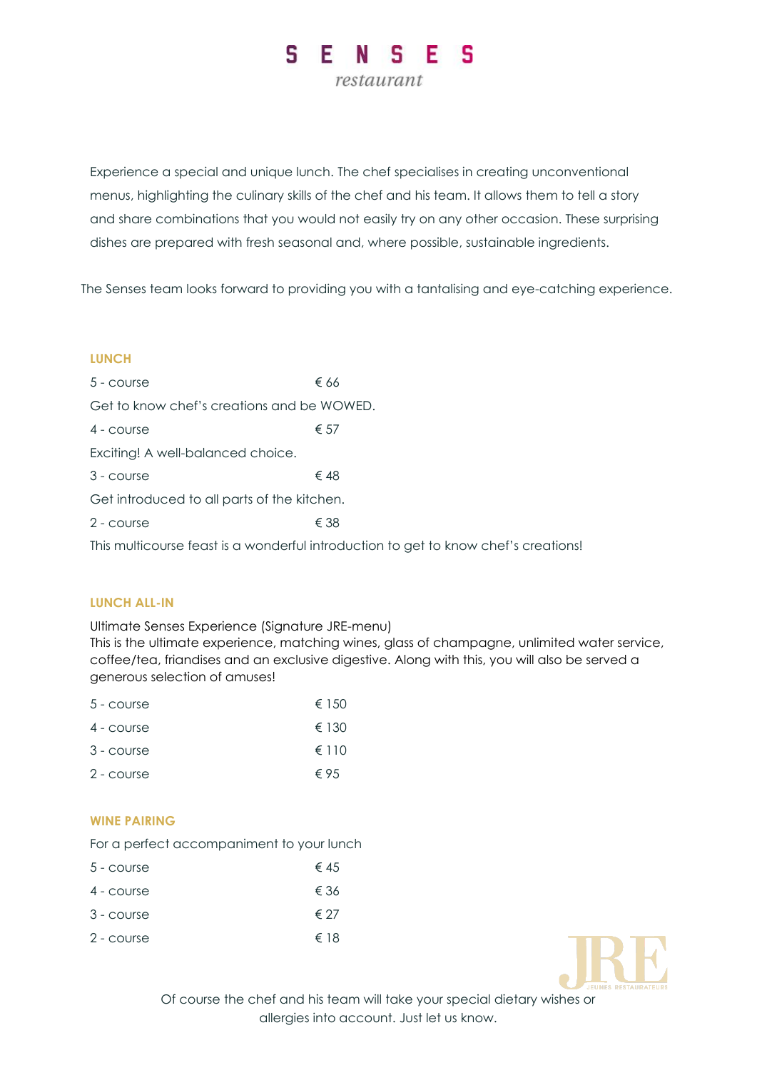# SENSES

*restaurant*

Experience a special and unique lunch. The chef specialises in creating unconventional menus, highlighting the culinary skills of the chef and his team. It allows them to tell a story and share combinations that you would not easily try on any other occasion. These surprising dishes are prepared with fresh seasonal and, where possible, sustainable ingredients.

The Senses team looks forward to providing you with a tantalising and eye-catching experience.

## LUNCH

5 - course € 66

Get to know chef's creations and be WOWED.

4 - course € 57

Exciting! A well-balanced choice.

3 - course € 48

Get introduced to all parts of the kitchen.

2 - course € 38

This multicourse feast is a wonderful introduction to get to know chef's creations!

## LUNCH ALL-IN

Ultimate Senses Experience (Signature JRE-menu)
This is the ultimate experience, matching wines, glass of champagne, unlimited water service, coffee/tea, friandises and an exclusive digestive. Along with this, you will also be served a generous selection of amuses!

| | |
|---|---|
| 5 - course | € 150 |
| 4 - course | € 130 |
| 3 - course | € 110 |
| 2 - course | € 95 |

## WINE PAIRING

For a perfect accompaniment to your lunch

| | |
|---|---|
| 5 - course | € 45 |
| 4 - course | € 36 |
| 3 - course | € 27 |
| 2 - course | € 18 |

JRE JEUNES RESTAURATEURS

Of course the chef and his team will take your special dietary wishes or allergies into account. Just let us know.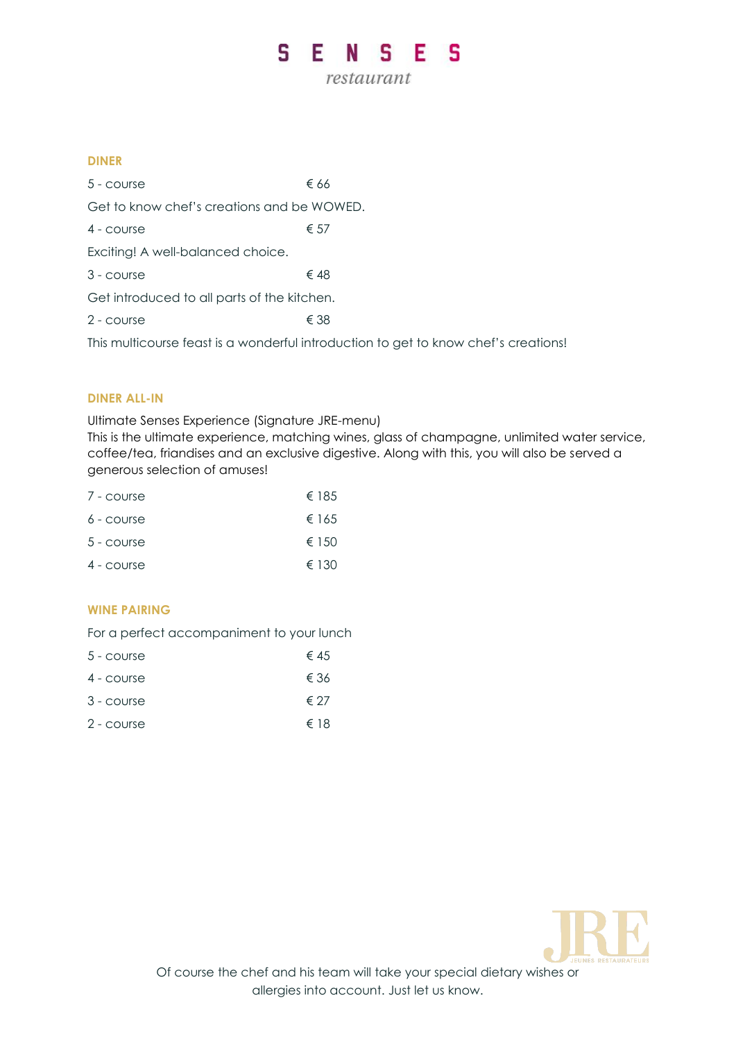# SENSES

restaurant

## DINER

| | |
|---|---|
| 5 - course | € 66 |

Get to know chef's creations and be WOWED.

| | |
|---|---|
| 4 - course | € 57 |

Exciting! A well-balanced choice.

| | |
|---|---|
| 3 - course | € 48 |

Get introduced to all parts of the kitchen.

| | |
|---|---|
| 2 - course | € 38 |

This multicourse feast is a wonderful introduction to get to know chef's creations!

## DINER ALL-IN

Ultimate Senses Experience (Signature JRE-menu)
This is the ultimate experience, matching wines, glass of champagne, unlimited water service, coffee/tea, friandises and an exclusive digestive. Along with this, you will also be served a generous selection of amuses!

| | |
|---|---|
| 7 - course | € 185 |
| 6 - course | € 165 |
| 5 - course | € 150 |
| 4 - course | € 130 |

## WINE PAIRING

For a perfect accompaniment to your lunch

| | |
|---|---|
| 5 - course | € 45 |
| 4 - course | € 36 |
| 3 - course | € 27 |
| 2 - course | € 18 |

JRE JEUNES RESTAURATEURS

Of course the chef and his team will take your special dietary wishes or allergies into account. Just let us know.